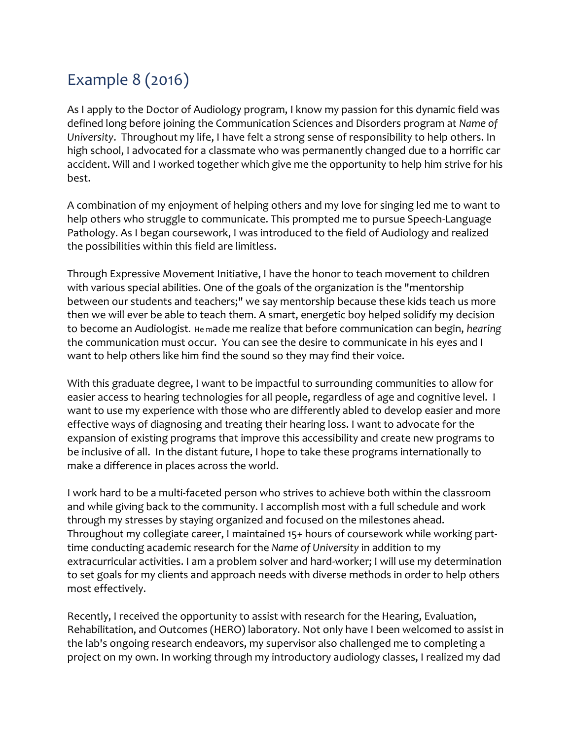# Example 8 (2016)

As I apply to the Doctor of Audiology program, I know my passion for this dynamic field was defined long before joining the Communication Sciences and Disorders program at *Name of University*. Throughout my life, I have felt a strong sense of responsibility to help others. In high school, I advocated for a classmate who was permanently changed due to a horrific car accident. Will and I worked together which give me the opportunity to help him strive for his best.

A combination of my enjoyment of helping others and my love for singing led me to want to help others who struggle to communicate. This prompted me to pursue Speech-Language Pathology. As I began coursework, I was introduced to the field of Audiology and realized the possibilities within this field are limitless.

Through Expressive Movement Initiative, I have the honor to teach movement to children with various special abilities. One of the goals of the organization is the "mentorship between our students and teachers;" we say mentorship because these kids teach us more then we will ever be able to teach them. A smart, energetic boy helped solidify my decision to become an Audiologist. He made me realize that before communication can begin, *hearing* the communication must occur. You can see the desire to communicate in his eyes and I want to help others like him find the sound so they may find their voice.

With this graduate degree, I want to be impactful to surrounding communities to allow for easier access to hearing technologies for all people, regardless of age and cognitive level. I want to use my experience with those who are differently abled to develop easier and more effective ways of diagnosing and treating their hearing loss. I want to advocate for the expansion of existing programs that improve this accessibility and create new programs to be inclusive of all. In the distant future, I hope to take these programs internationally to make a difference in places across the world.

I work hard to be a multi-faceted person who strives to achieve both within the classroom and while giving back to the community. I accomplish most with a full schedule and work through my stresses by staying organized and focused on the milestones ahead. Throughout my collegiate career, I maintained 15+ hours of coursework while working part-time conducting academic research for the *Name of University* in addition to my extracurricular activities. I am a problem solver and hard-worker; I will use my determination to set goals for my clients and approach needs with diverse methods in order to help others most effectively.

Recently, I received the opportunity to assist with research for the Hearing, Evaluation, Rehabilitation, and Outcomes (HERO) laboratory. Not only have I been welcomed to assist in the lab's ongoing research endeavors, my supervisor also challenged me to completing a project on my own. In working through my introductory audiology classes, I realized my dad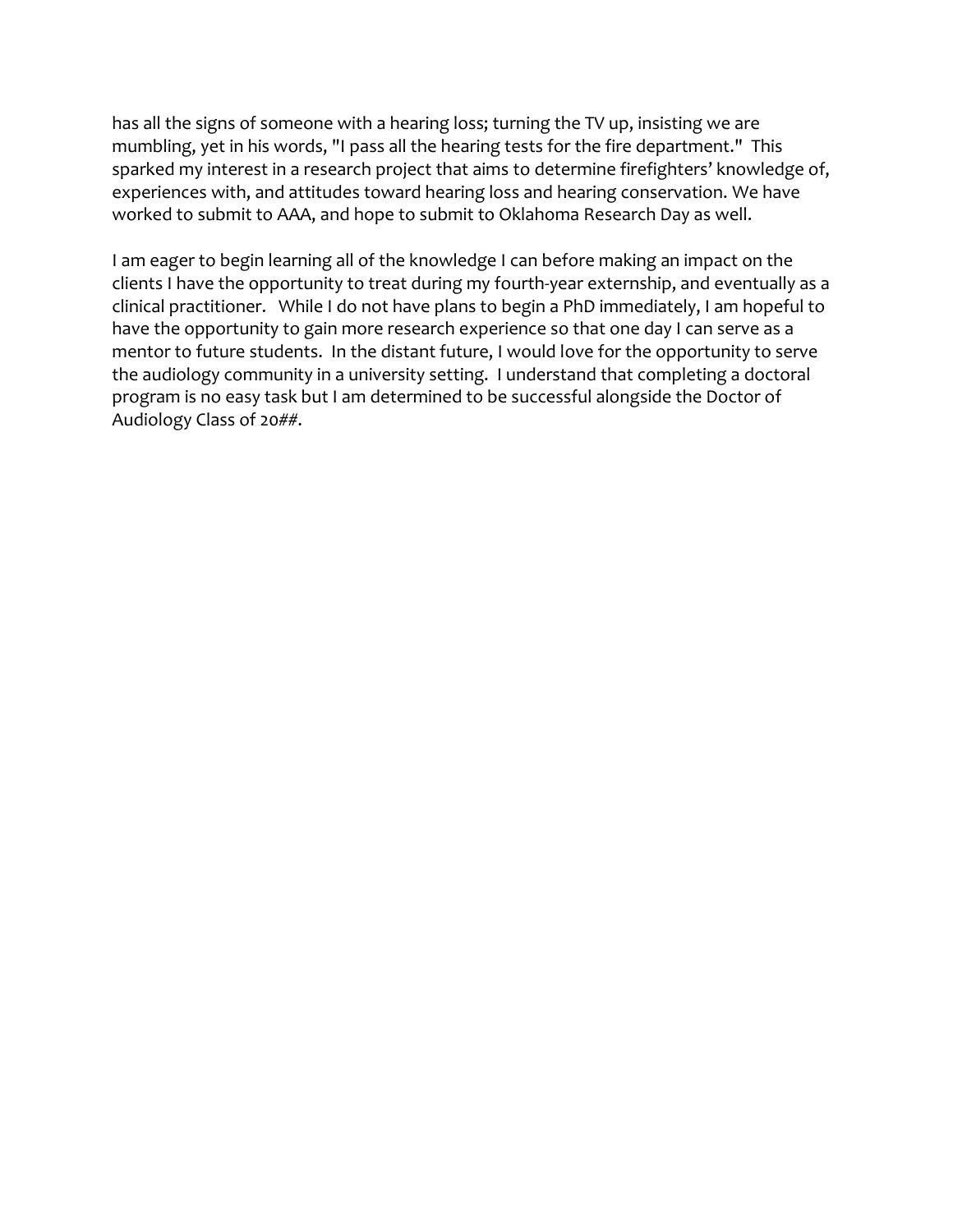has all the signs of someone with a hearing loss; turning the TV up, insisting we are mumbling, yet in his words, "I pass all the hearing tests for the fire department." This sparked my interest in a research project that aims to determine firefighters' knowledge of, experiences with, and attitudes toward hearing loss and hearing conservation. We have worked to submit to AAA, and hope to submit to Oklahoma Research Day as well.

I am eager to begin learning all of the knowledge I can before making an impact on the clients I have the opportunity to treat during my fourth-year externship, and eventually as a clinical practitioner. While I do not have plans to begin a PhD immediately, I am hopeful to have the opportunity to gain more research experience so that one day I can serve as a mentor to future students. In the distant future, I would love for the opportunity to serve the audiology community in a university setting. I understand that completing a doctoral program is no easy task but I am determined to be successful alongside the Doctor of Audiology Class of 20##.